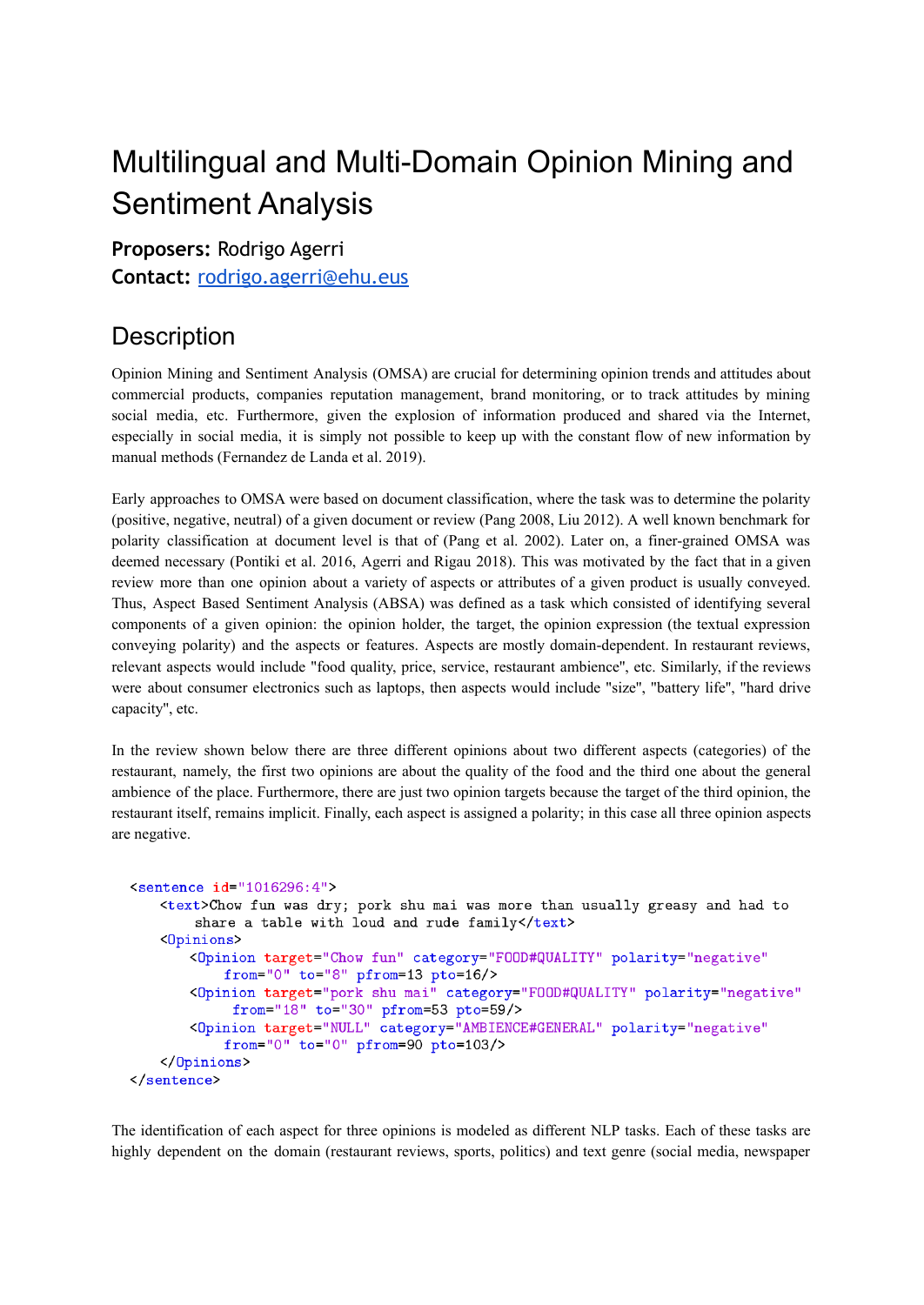# Multilingual and Multi-Domain Opinion Mining and Sentiment Analysis

**Proposers:** Rodrigo Agerri
**Contact:** rodrigo.agerri@ehu.eus

## Description

Opinion Mining and Sentiment Analysis (OMSA) are crucial for determining opinion trends and attitudes about commercial products, companies reputation management, brand monitoring, or to track attitudes by mining social media, etc. Furthermore, given the explosion of information produced and shared via the Internet, especially in social media, it is simply not possible to keep up with the constant flow of new information by manual methods (Fernandez de Landa et al. 2019).

Early approaches to OMSA were based on document classification, where the task was to determine the polarity (positive, negative, neutral) of a given document or review (Pang 2008, Liu 2012). A well known benchmark for polarity classification at document level is that of (Pang et al. 2002). Later on, a finer-grained OMSA was deemed necessary (Pontiki et al. 2016, Agerri and Rigau 2018). This was motivated by the fact that in a given review more than one opinion about a variety of aspects or attributes of a given product is usually conveyed. Thus, Aspect Based Sentiment Analysis (ABSA) was defined as a task which consisted of identifying several components of a given opinion: the opinion holder, the target, the opinion expression (the textual expression conveying polarity) and the aspects or features. Aspects are mostly domain-dependent. In restaurant reviews, relevant aspects would include "food quality, price, service, restaurant ambience", etc. Similarly, if the reviews were about consumer electronics such as laptops, then aspects would include "size", "battery life", "hard drive capacity", etc.

In the review shown below there are three different opinions about two different aspects (categories) of the restaurant, namely, the first two opinions are about the quality of the food and the third one about the general ambience of the place. Furthermore, there are just two opinion targets because the target of the third opinion, the restaurant itself, remains implicit. Finally, each aspect is assigned a polarity; in this case all three opinion aspects are negative.

```
<sentence id="1016296:4">
    <text>Chow fun was dry; pork shu mai was more than usually greasy and had to
        share a table with loud and rude family</text>
    <Opinions>
        <Opinion target="Chow fun" category="FOOD#QUALITY" polarity="negative"
            from="0" to="8" pfrom=13 pto=16/>
        <Opinion target="pork shu mai" category="FOOD#QUALITY" polarity="negative"
             from="18" to="30" pfrom=53 pto=59/>
        <Opinion target="NULL" category="AMBIENCE#GENERAL" polarity="negative"
            from="0" to="0" pfrom=90 pto=103/>
    </Opinions>
</sentence>
```

The identification of each aspect for three opinions is modeled as different NLP tasks. Each of these tasks are highly dependent on the domain (restaurant reviews, sports, politics) and text genre (social media, newspaper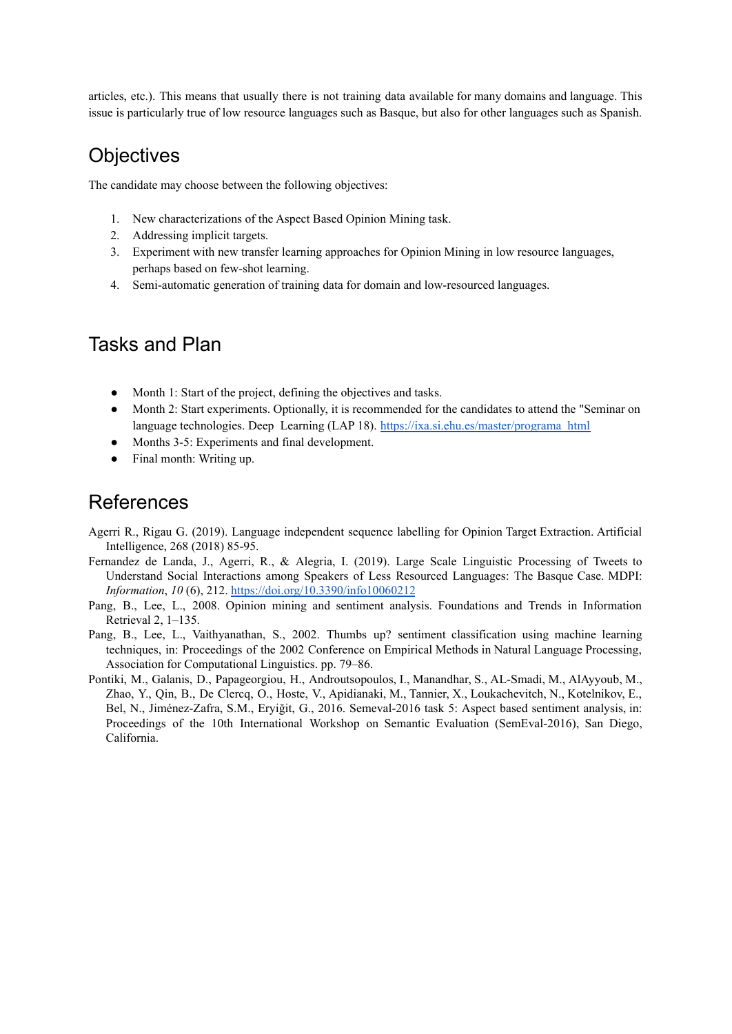articles, etc.). This means that usually there is not training data available for many domains and language. This issue is particularly true of low resource languages such as Basque, but also for other languages such as Spanish.

## Objectives

The candidate may choose between the following objectives:

1. New characterizations of the Aspect Based Opinion Mining task.
2. Addressing implicit targets.
3. Experiment with new transfer learning approaches for Opinion Mining in low resource languages, perhaps based on few-shot learning.
4. Semi-automatic generation of training data for domain and low-resourced languages.

## Tasks and Plan

- Month 1: Start of the project, defining the objectives and tasks.
- Month 2: Start experiments. Optionally, it is recommended for the candidates to attend the "Seminar on language technologies. Deep Learning (LAP 18). [https://ixa.si.ehu.es/master/programa_html](https://ixa.si.ehu.es/master/programa_html)
- Months 3-5: Experiments and final development.
- Final month: Writing up.

## References

Agerri R., Rigau G. (2019). Language independent sequence labelling for Opinion Target Extraction. Artificial Intelligence, 268 (2018) 85-95.

Fernandez de Landa, J., Agerri, R., & Alegria, I. (2019). Large Scale Linguistic Processing of Tweets to Understand Social Interactions among Speakers of Less Resourced Languages: The Basque Case. MDPI: *Information*, *10* (6), 212. [https://doi.org/10.3390/info10060212](https://doi.org/10.3390/info10060212)

Pang, B., Lee, L., 2008. Opinion mining and sentiment analysis. Foundations and Trends in Information Retrieval 2, 1–135.

Pang, B., Lee, L., Vaithyanathan, S., 2002. Thumbs up? sentiment classification using machine learning techniques, in: Proceedings of the 2002 Conference on Empirical Methods in Natural Language Processing, Association for Computational Linguistics. pp. 79–86.

Pontiki, M., Galanis, D., Papageorgiou, H., Androutsopoulos, I., Manandhar, S., AL-Smadi, M., AlAyyoub, M., Zhao, Y., Qin, B., De Clercq, O., Hoste, V., Apidianaki, M., Tannier, X., Loukachevitch, N., Kotelnikov, E., Bel, N., Jiménez-Zafra, S.M., Eryiğit, G., 2016. Semeval-2016 task 5: Aspect based sentiment analysis, in: Proceedings of the 10th International Workshop on Semantic Evaluation (SemEval-2016), San Diego, California.